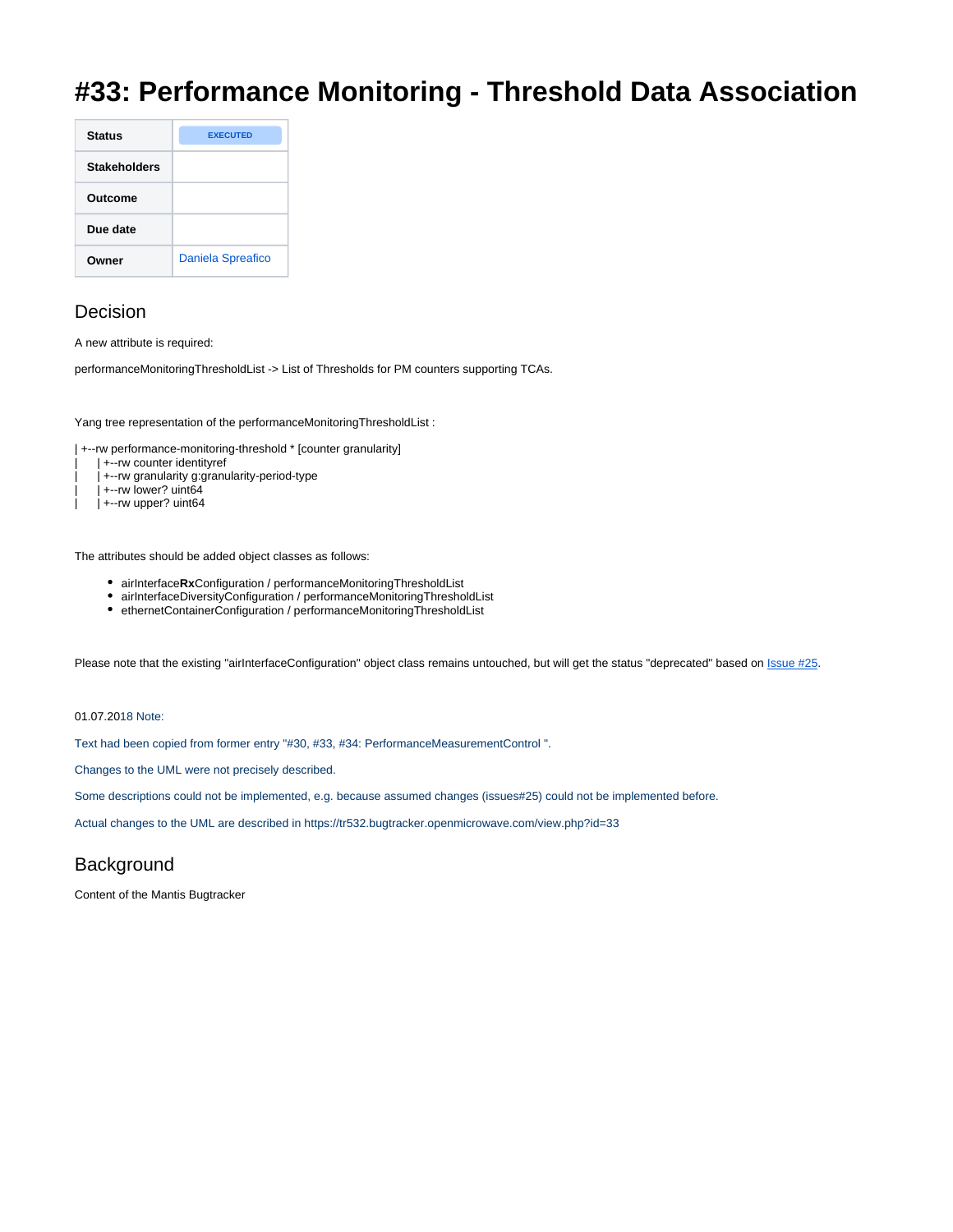# #33: Performance Monitoring - Threshold Data Association

| Status | EXECUTED |
|---|---|
| Stakeholders | |
| Outcome | |
| Due date | |
| Owner | Daniela Spreafico |

## Decision

A new attribute is required:

performanceMonitoringThresholdList -> List of Thresholds for PM counters supporting TCAs.

Yang tree representation of the performanceMonitoringThresholdList :

```
| +--rw performance-monitoring-threshold * [counter granularity]
|     | +--rw counter identityref
|     | +--rw granularity g:granularity-period-type
|     | +--rw lower? uint64
|     | +--rw upper? uint64
```

The attributes should be added object classes as follows:

- airInterface**Rx**Configuration / performanceMonitoringThresholdList
- airInterfaceDiversityConfiguration / performanceMonitoringThresholdList
- ethernetContainerConfiguration / performanceMonitoringThresholdList

Please note that the existing "airInterfaceConfiguration" object class remains untouched, but will get the status "deprecated" based on Issue #25.

01.07.2018 Note:

Text had been copied from former entry "#30, #33, #34: PerformanceMeasurementControl ".

Changes to the UML were not precisely described.

Some descriptions could not be implemented, e.g. because assumed changes (issues#25) could not be implemented before.

Actual changes to the UML are described in https://tr532.bugtracker.openmicrowave.com/view.php?id=33

## Background

Content of the Mantis Bugtracker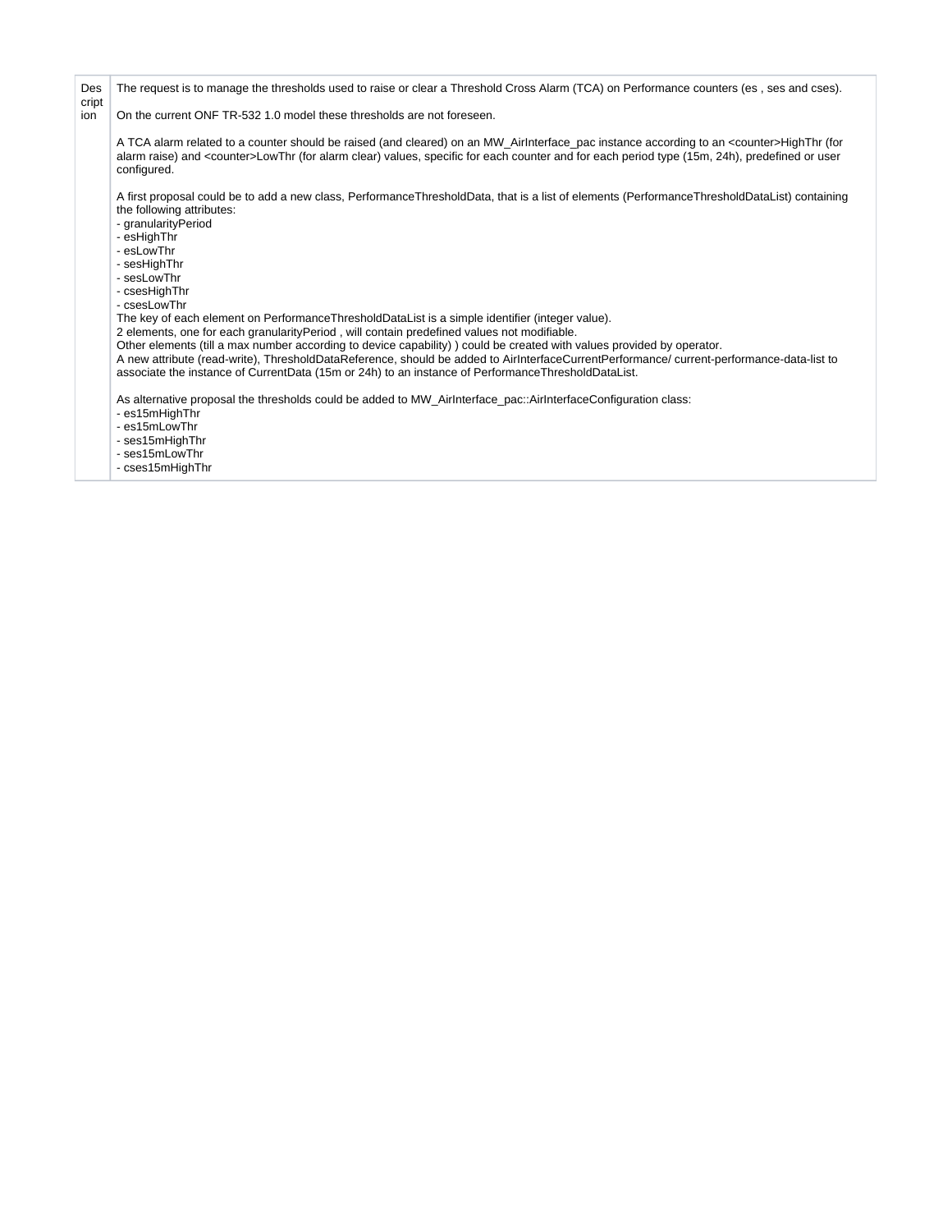| | |
|---|---|
| Description | The request is to manage the thresholds used to raise or clear a Threshold Cross Alarm (TCA) on Performance counters (es , ses and cses).<br><br>On the current ONF TR-532 1.0 model these thresholds are not foreseen.<br><br>A TCA alarm related to a counter should be raised (and cleared) on an MW_AirInterface_pac instance according to an <counter>HighThr (for alarm raise) and <counter>LowThr (for alarm clear) values, specific for each counter and for each period type (15m, 24h), predefined or user configured.<br><br>A first proposal could be to add a new class, PerformanceThresholdData, that is a list of elements (PerformanceThresholdDataList) containing the following attributes:<br>- granularityPeriod<br>- esHighThr<br>- esLowThr<br>- sesHighThr<br>- sesLowThr<br>- csesHighThr<br>- csesLowThr<br>The key of each element on PerformanceThresholdDataList is a simple identifier (integer value).<br>2 elements, one for each granularityPeriod , will contain predefined values not modifiable.<br>Other elements (till a max number according to device capability) ) could be created with values provided by operator.<br>A new attribute (read-write), ThresholdDataReference, should be added to AirInterfaceCurrentPerformance/ current-performance-data-list to associate the instance of CurrentData (15m or 24h) to an instance of PerformanceThresholdDataList.<br><br>As alternative proposal the thresholds could be added to MW_AirInterface_pac::AirInterfaceConfiguration class:<br>- es15mHighThr<br>- es15mLowThr<br>- ses15mHighThr<br>- ses15mLowThr<br>- cses15mHighThr |